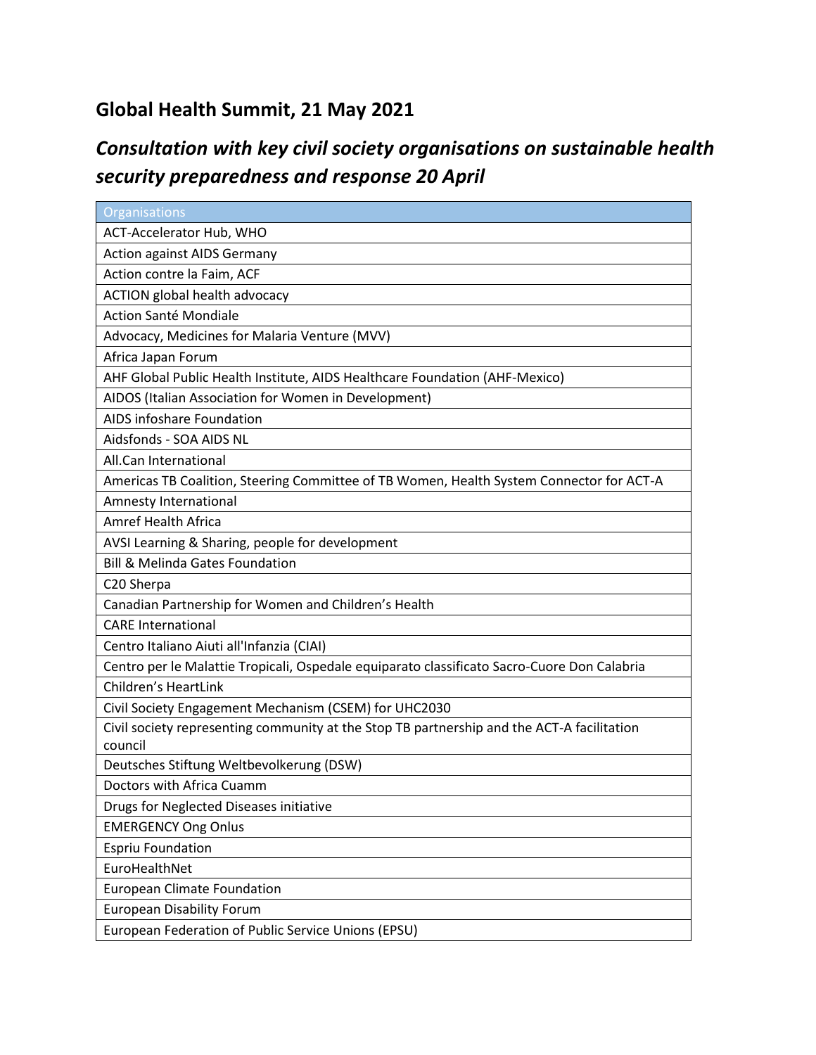## Global Health Summit, 21 May 2021

## *Consultation with key civil society organisations on sustainable health security preparedness and response 20 April*

| Organisations |
|---|
| ACT-Accelerator Hub, WHO |
| Action against AIDS Germany |
| Action contre la Faim, ACF |
| ACTION global health advocacy |
| Action Santé Mondiale |
| Advocacy, Medicines for Malaria Venture (MVV) |
| Africa Japan Forum |
| AHF Global Public Health Institute, AIDS Healthcare Foundation (AHF-Mexico) |
| AIDOS (Italian Association for Women in Development) |
| AIDS infoshare Foundation |
| Aidsfonds - SOA AIDS NL |
| All.Can International |
| Americas TB Coalition, Steering Committee of TB Women, Health System Connector for ACT-A |
| Amnesty International |
| Amref Health Africa |
| AVSI Learning & Sharing, people for development |
| Bill & Melinda Gates Foundation |
| C20 Sherpa |
| Canadian Partnership for Women and Children's Health |
| CARE International |
| Centro Italiano Aiuti all'Infanzia (CIAI) |
| Centro per le Malattie Tropicali, Ospedale equiparato classificato Sacro-Cuore Don Calabria |
| Children's HeartLink |
| Civil Society Engagement Mechanism (CSEM) for UHC2030 |
| Civil society representing community at the Stop TB partnership and the ACT-A facilitation council |
| Deutsches Stiftung Weltbevolkerung (DSW) |
| Doctors with Africa Cuamm |
| Drugs for Neglected Diseases initiative |
| EMERGENCY Ong Onlus |
| Espriu Foundation |
| EuroHealthNet |
| European Climate Foundation |
| European Disability Forum |
| European Federation of Public Service Unions (EPSU) |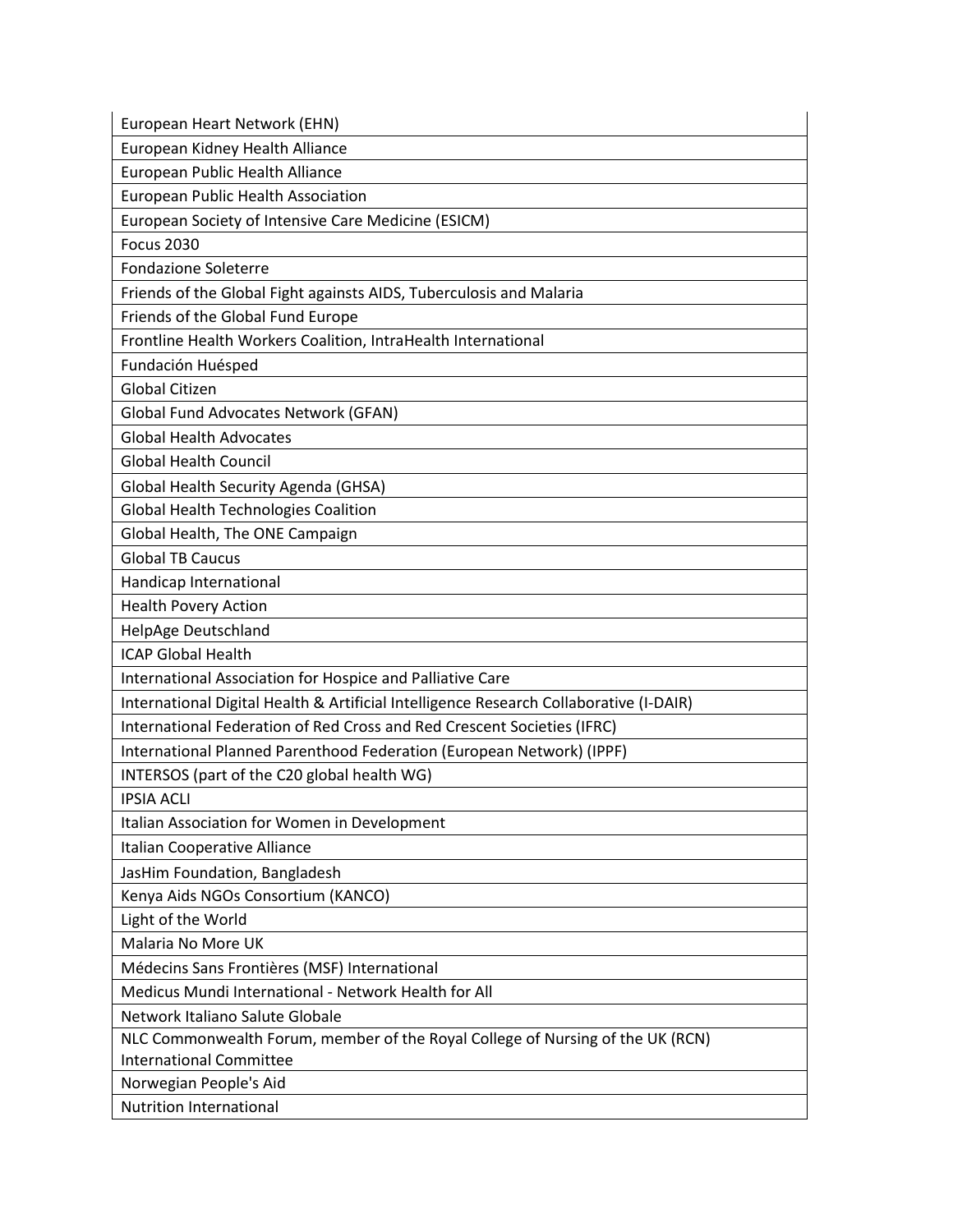| European Heart Network (EHN) |
| --- |
| European Kidney Health Alliance |
| European Public Health Alliance |
| European Public Health Association |
| European Society of Intensive Care Medicine (ESICM) |
| Focus 2030 |
| Fondazione Soleterre |
| Friends of the Global Fight againsts AIDS, Tuberculosis and Malaria |
| Friends of the Global Fund Europe |
| Frontline Health Workers Coalition, IntraHealth International |
| Fundación Huésped |
| Global Citizen |
| Global Fund Advocates Network (GFAN) |
| Global Health Advocates |
| Global Health Council |
| Global Health Security Agenda (GHSA) |
| Global Health Technologies Coalition |
| Global Health, The ONE Campaign |
| Global TB Caucus |
| Handicap International |
| Health Povery Action |
| HelpAge Deutschland |
| ICAP Global Health |
| International Association for Hospice and Palliative Care |
| International Digital Health & Artificial Intelligence Research Collaborative (I-DAIR) |
| International Federation of Red Cross and Red Crescent Societies (IFRC) |
| International Planned Parenthood Federation (European Network) (IPPF) |
| INTERSOS (part of the C20 global health WG) |
| IPSIA ACLI |
| Italian Association for Women in Development |
| Italian Cooperative Alliance |
| JasHim Foundation, Bangladesh |
| Kenya Aids NGOs Consortium (KANCO) |
| Light of the World |
| Malaria No More UK |
| Médecins Sans Frontières (MSF) International |
| Medicus Mundi International - Network Health for All |
| Network Italiano Salute Globale |
| NLC Commonwealth Forum, member of the Royal College of Nursing of the UK (RCN) International Committee |
| Norwegian People's Aid |
| Nutrition International |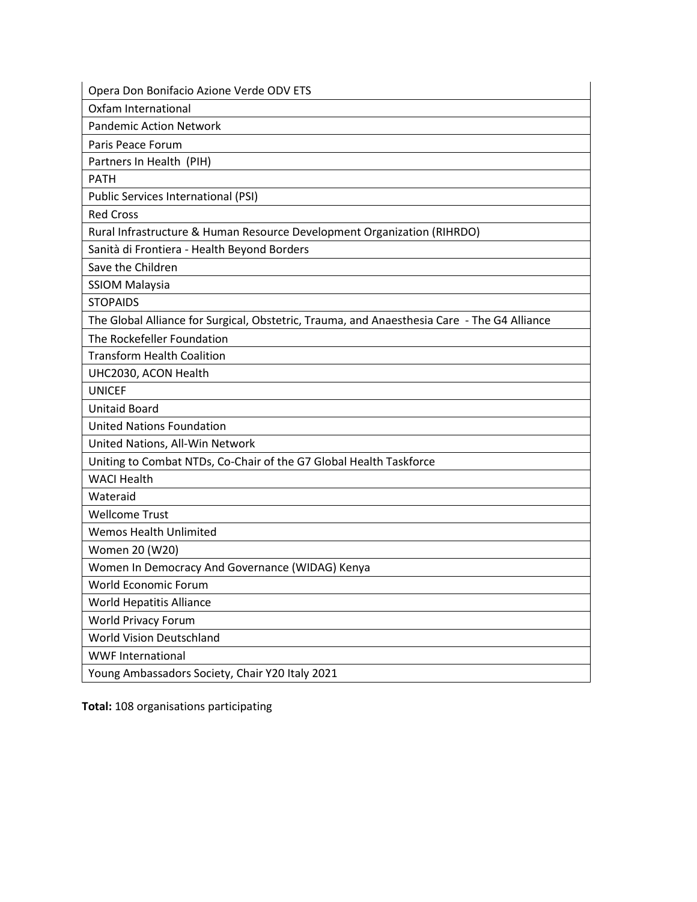| |
|---|
| Opera Don Bonifacio Azione Verde ODV ETS |
| Oxfam International |
| Pandemic Action Network |
| Paris Peace Forum |
| Partners In Health (PIH) |
| PATH |
| Public Services International (PSI) |
| Red Cross |
| Rural Infrastructure & Human Resource Development Organization (RIHRDO) |
| Sanità di Frontiera - Health Beyond Borders |
| Save the Children |
| SSIOM Malaysia |
| STOPAIDS |
| The Global Alliance for Surgical, Obstetric, Trauma, and Anaesthesia Care - The G4 Alliance |
| The Rockefeller Foundation |
| Transform Health Coalition |
| UHC2030, ACON Health |
| UNICEF |
| Unitaid Board |
| United Nations Foundation |
| United Nations, All-Win Network |
| Uniting to Combat NTDs, Co-Chair of the G7 Global Health Taskforce |
| WACI Health |
| Wateraid |
| Wellcome Trust |
| Wemos Health Unlimited |
| Women 20 (W20) |
| Women In Democracy And Governance (WIDAG) Kenya |
| World Economic Forum |
| World Hepatitis Alliance |
| World Privacy Forum |
| World Vision Deutschland |
| WWF International |
| Young Ambassadors Society, Chair Y20 Italy 2021 |

**Total:** 108 organisations participating